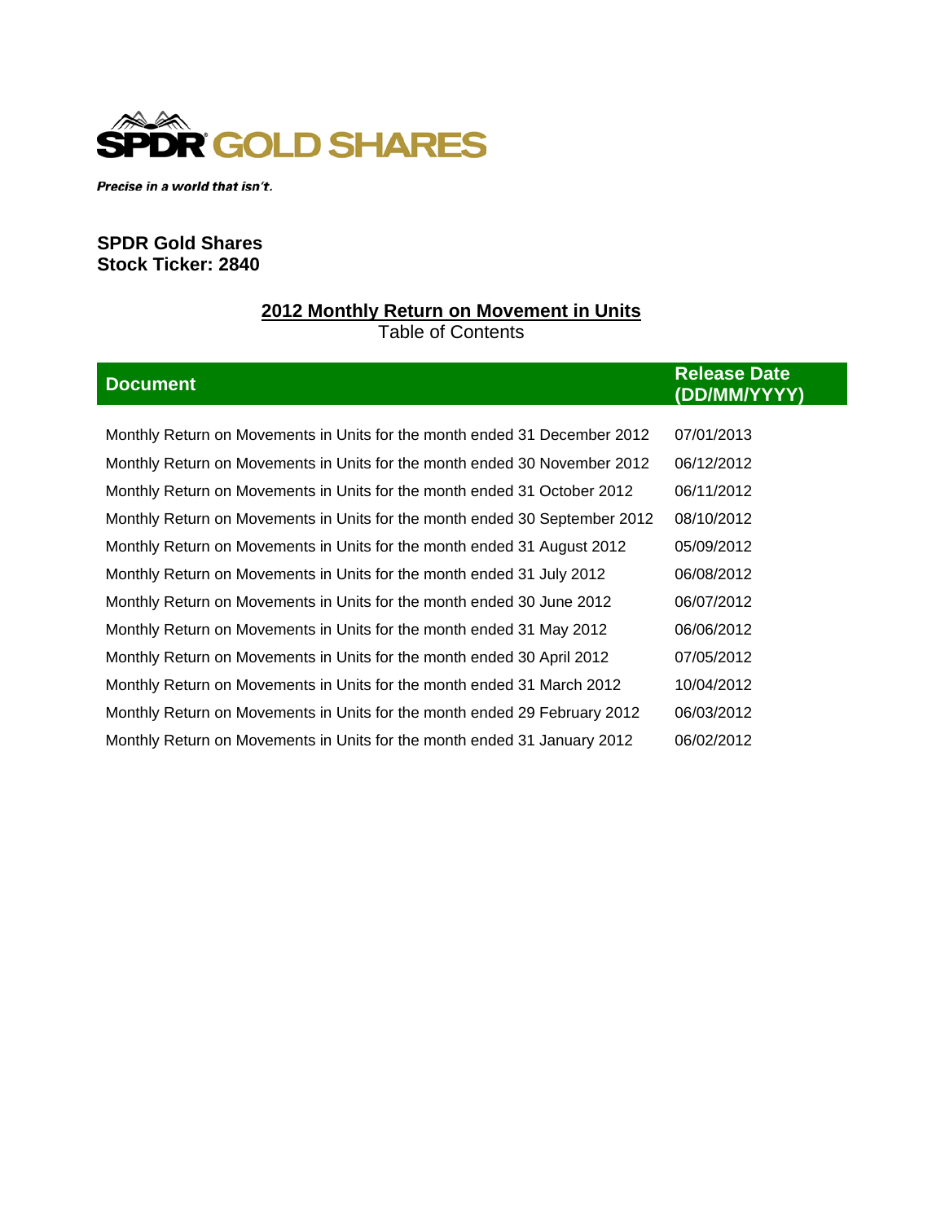SPDR GOLD SHARES

*Precise in a world that isn't.*

**SPDR Gold Shares**
**Stock Ticker: 2840**

## 2012 Monthly Return on Movement in Units

Table of Contents

| Document | Release Date (DD/MM/YYYY) |
|---|---|
| Monthly Return on Movements in Units for the month ended 31 December 2012 | 07/01/2013 |
| Monthly Return on Movements in Units for the month ended 30 November 2012 | 06/12/2012 |
| Monthly Return on Movements in Units for the month ended 31 October 2012 | 06/11/2012 |
| Monthly Return on Movements in Units for the month ended 30 September 2012 | 08/10/2012 |
| Monthly Return on Movements in Units for the month ended 31 August 2012 | 05/09/2012 |
| Monthly Return on Movements in Units for the month ended 31 July 2012 | 06/08/2012 |
| Monthly Return on Movements in Units for the month ended 30 June 2012 | 06/07/2012 |
| Monthly Return on Movements in Units for the month ended 31 May 2012 | 06/06/2012 |
| Monthly Return on Movements in Units for the month ended 30 April 2012 | 07/05/2012 |
| Monthly Return on Movements in Units for the month ended 31 March 2012 | 10/04/2012 |
| Monthly Return on Movements in Units for the month ended 29 February 2012 | 06/03/2012 |
| Monthly Return on Movements in Units for the month ended 31 January 2012 | 06/02/2012 |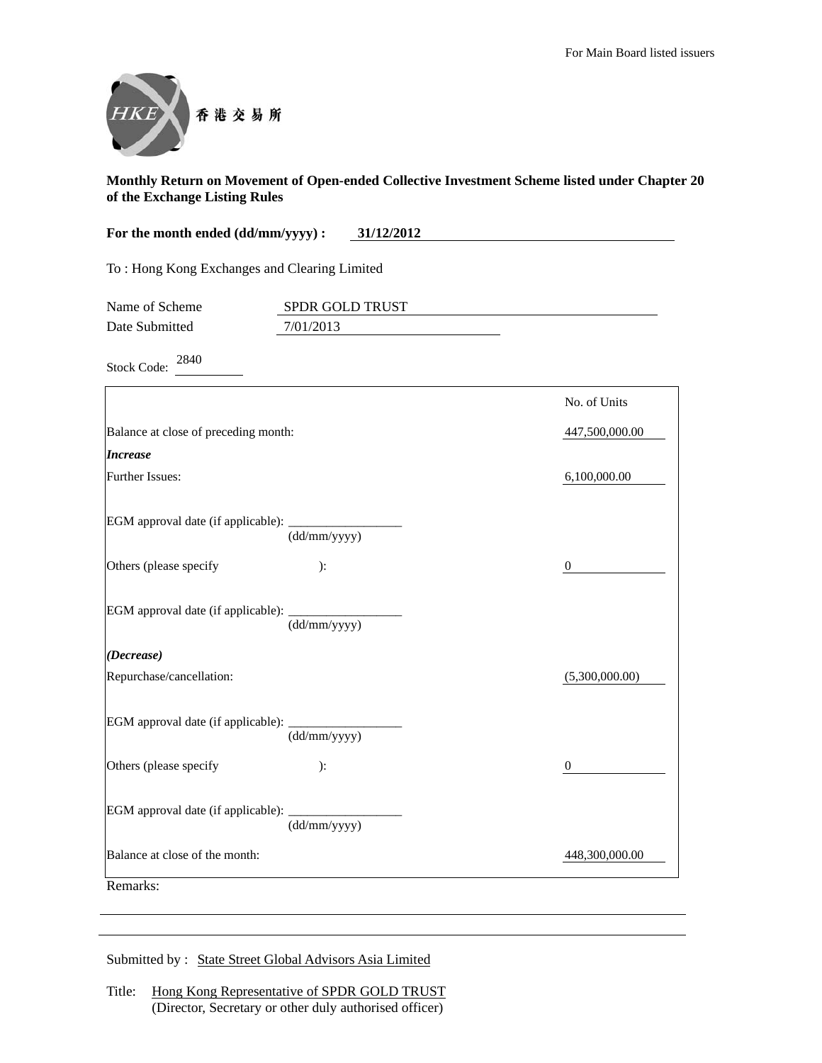For Main Board listed issuers

香港交易所

**Monthly Return on Movement of Open-ended Collective Investment Scheme listed under Chapter 20 of the Exchange Listing Rules**

**For the month ended (dd/mm/yyyy) : 31/12/2012**

To : Hong Kong Exchanges and Clearing Limited

Name of Scheme: SPDR GOLD TRUST

Date Submitted: 7/01/2013

Stock Code: 2840

| | No. of Units |
|---|---|
| Balance at close of preceding month: | 447,500,000.00 |
| ***Increase*** | |
| Further Issues: | 6,100,000.00 |
| EGM approval date (if applicable): ____________ (dd/mm/yyyy) | |
| Others (please specify ): | 0 |
| EGM approval date (if applicable): ____________ (dd/mm/yyyy) | |
| ***(Decrease)*** | |
| Repurchase/cancellation: | (5,300,000.00) |
| EGM approval date (if applicable): ____________ (dd/mm/yyyy) | |
| Others (please specify ): | 0 |
| EGM approval date (if applicable): ____________ (dd/mm/yyyy) | |
| Balance at close of the month: | 448,300,000.00 |

Remarks:

Submitted by : State Street Global Advisors Asia Limited

Title: Hong Kong Representative of SPDR GOLD TRUST
(Director, Secretary or other duly authorised officer)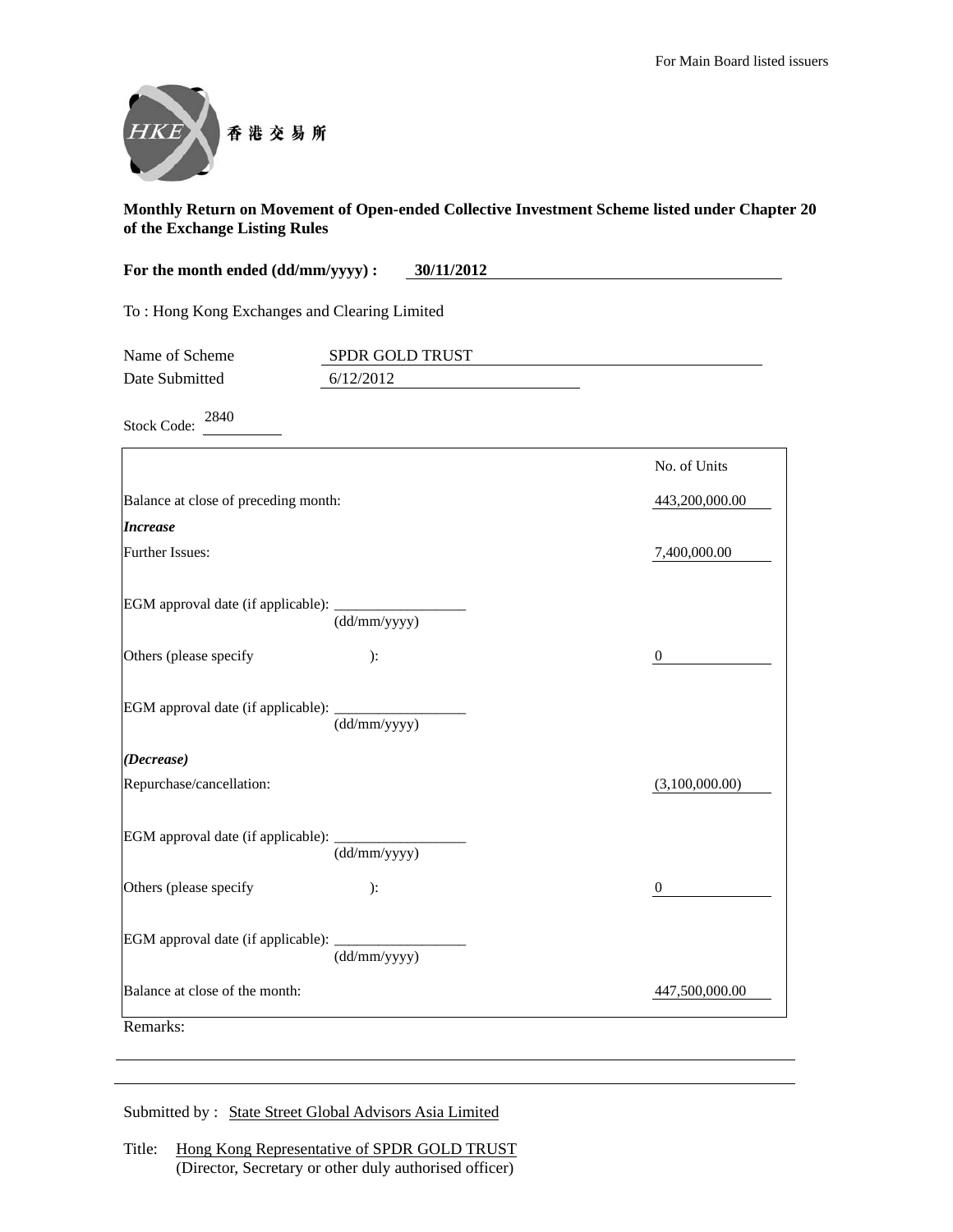For Main Board listed issuers

香港交易所

**Monthly Return on Movement of Open-ended Collective Investment Scheme listed under Chapter 20 of the Exchange Listing Rules**

**For the month ended (dd/mm/yyyy) : 30/11/2012**

To : Hong Kong Exchanges and Clearing Limited

Name of Scheme: SPDR GOLD TRUST

Date Submitted: 6/12/2012

Stock Code: 2840

| | No. of Units |
|---|---|
| Balance at close of preceding month: | 443,200,000.00 |
| ***Increase*** | |
| Further Issues: | 7,400,000.00 |
| EGM approval date (if applicable): ____________ (dd/mm/yyyy) | |
| Others (please specify ): | 0 |
| EGM approval date (if applicable): ____________ (dd/mm/yyyy) | |
| ***(Decrease)*** | |
| Repurchase/cancellation: | (3,100,000.00) |
| EGM approval date (if applicable): ____________ (dd/mm/yyyy) | |
| Others (please specify ): | 0 |
| EGM approval date (if applicable): ____________ (dd/mm/yyyy) | |
| Balance at close of the month: | 447,500,000.00 |

Remarks:

Submitted by : State Street Global Advisors Asia Limited

Title: Hong Kong Representative of SPDR GOLD TRUST
(Director, Secretary or other duly authorised officer)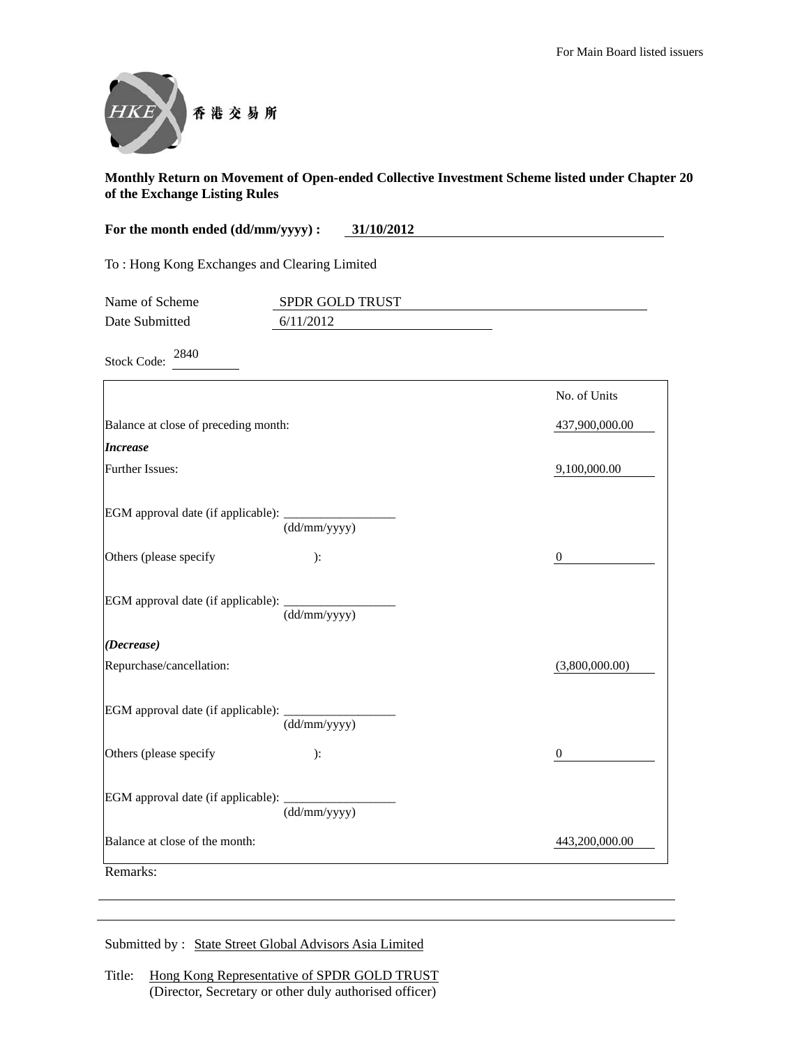For Main Board listed issuers

HKEX 香港交易所

**Monthly Return on Movement of Open-ended Collective Investment Scheme listed under Chapter 20 of the Exchange Listing Rules**

**For the month ended (dd/mm/yyyy) : 31/10/2012**

To : Hong Kong Exchanges and Clearing Limited

Name of Scheme: SPDR GOLD TRUST

Date Submitted: 6/11/2012

Stock Code: 2840

| | No. of Units |
|---|---|
| Balance at close of preceding month: | 437,900,000.00 |
| ***Increase*** | |
| Further Issues: | 9,100,000.00 |
| EGM approval date (if applicable): ______ (dd/mm/yyyy) | |
| Others (please specify ): | 0 |
| EGM approval date (if applicable): ______ (dd/mm/yyyy) | |
| ***(Decrease)*** | |
| Repurchase/cancellation: | (3,800,000.00) |
| EGM approval date (if applicable): ______ (dd/mm/yyyy) | |
| Others (please specify ): | 0 |
| EGM approval date (if applicable): ______ (dd/mm/yyyy) | |
| Balance at close of the month: | 443,200,000.00 |

Remarks:

Submitted by : State Street Global Advisors Asia Limited

Title: Hong Kong Representative of SPDR GOLD TRUST
(Director, Secretary or other duly authorised officer)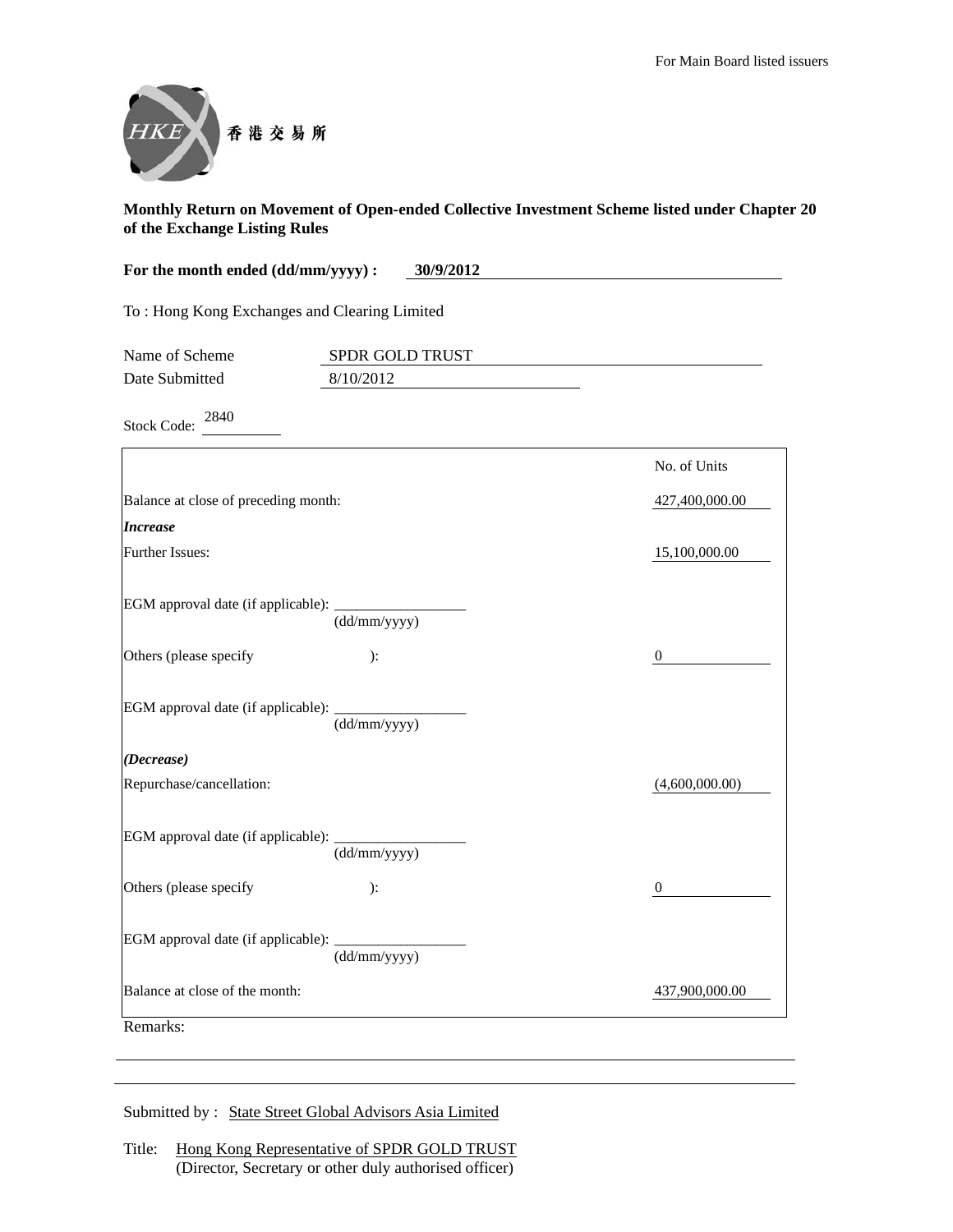For Main Board listed issuers

香港交易所

**Monthly Return on Movement of Open-ended Collective Investment Scheme listed under Chapter 20 of the Exchange Listing Rules**

**For the month ended (dd/mm/yyyy) : 30/9/2012**

To : Hong Kong Exchanges and Clearing Limited

Name of Scheme: SPDR GOLD TRUST

Date Submitted: 8/10/2012

Stock Code: 2840

| | No. of Units |
|---|---|
| Balance at close of preceding month: | 427,400,000.00 |
| ***Increase*** | |
| Further Issues: | 15,100,000.00 |
| EGM approval date (if applicable): ____________ (dd/mm/yyyy) | |
| Others (please specify ): | 0 |
| EGM approval date (if applicable): ____________ (dd/mm/yyyy) | |
| ***(Decrease)*** | |
| Repurchase/cancellation: | (4,600,000.00) |
| EGM approval date (if applicable): ____________ (dd/mm/yyyy) | |
| Others (please specify ): | 0 |
| EGM approval date (if applicable): ____________ (dd/mm/yyyy) | |
| Balance at close of the month: | 437,900,000.00 |

Remarks:

Submitted by : State Street Global Advisors Asia Limited

Title: Hong Kong Representative of SPDR GOLD TRUST
(Director, Secretary or other duly authorised officer)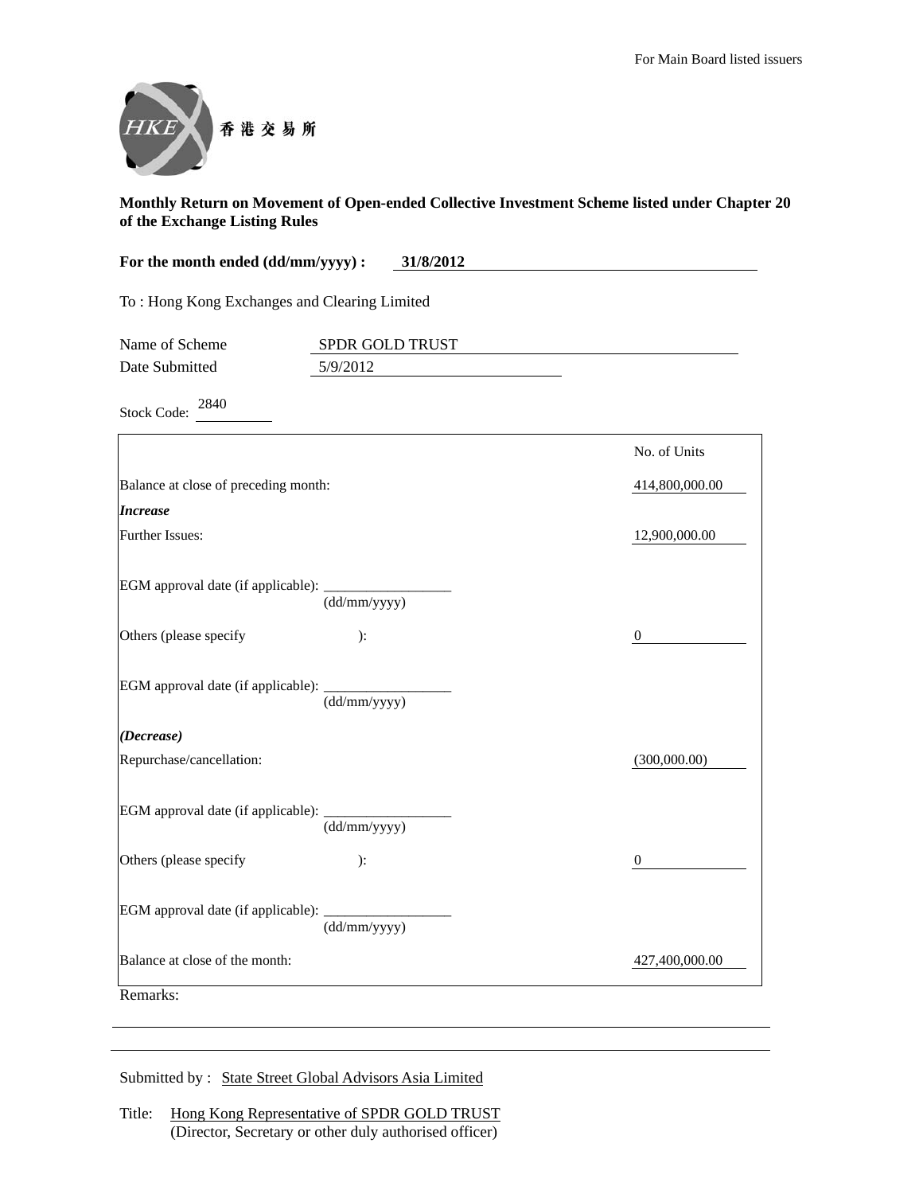For Main Board listed issuers

香港交易所

**Monthly Return on Movement of Open-ended Collective Investment Scheme listed under Chapter 20 of the Exchange Listing Rules**

**For the month ended (dd/mm/yyyy) : 31/8/2012**

To : Hong Kong Exchanges and Clearing Limited

Name of Scheme: SPDR GOLD TRUST

Date Submitted: 5/9/2012

Stock Code: 2840

| | No. of Units |
|---|---|
| Balance at close of preceding month: | 414,800,000.00 |
| ***Increase*** | |
| Further Issues: | 12,900,000.00 |
| EGM approval date (if applicable): ________ (dd/mm/yyyy) | |
| Others (please specify ): | 0 |
| EGM approval date (if applicable): ________ (dd/mm/yyyy) | |
| ***(Decrease)*** | |
| Repurchase/cancellation: | (300,000.00) |
| EGM approval date (if applicable): ________ (dd/mm/yyyy) | |
| Others (please specify ): | 0 |
| EGM approval date (if applicable): ________ (dd/mm/yyyy) | |
| Balance at close of the month: | 427,400,000.00 |

Remarks:

Submitted by : State Street Global Advisors Asia Limited

Title: Hong Kong Representative of SPDR GOLD TRUST
(Director, Secretary or other duly authorised officer)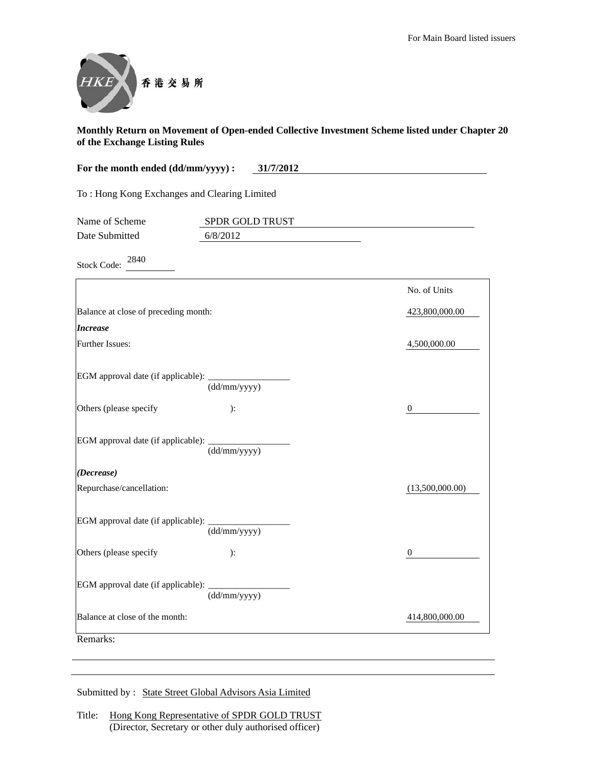For Main Board listed issuers

香港交易所

**Monthly Return on Movement of Open-ended Collective Investment Scheme listed under Chapter 20 of the Exchange Listing Rules**

**For the month ended (dd/mm/yyyy) : 31/7/2012**

To : Hong Kong Exchanges and Clearing Limited

Name of Scheme: SPDR GOLD TRUST

Date Submitted: 6/8/2012

Stock Code: 2840

| | No. of Units |
|---|---|
| Balance at close of preceding month: | 423,800,000.00 |
| ***Increase*** | |
| Further Issues: | 4,500,000.00 |
| EGM approval date (if applicable): ____________ (dd/mm/yyyy) | |
| Others (please specify ): | 0 |
| EGM approval date (if applicable): ____________ (dd/mm/yyyy) | |
| ***(Decrease)*** | |
| Repurchase/cancellation: | (13,500,000.00) |
| EGM approval date (if applicable): ____________ (dd/mm/yyyy) | |
| Others (please specify ): | 0 |
| EGM approval date (if applicable): ____________ (dd/mm/yyyy) | |
| Balance at close of the month: | 414,800,000.00 |

Remarks:

Submitted by : State Street Global Advisors Asia Limited

Title: Hong Kong Representative of SPDR GOLD TRUST
(Director, Secretary or other duly authorised officer)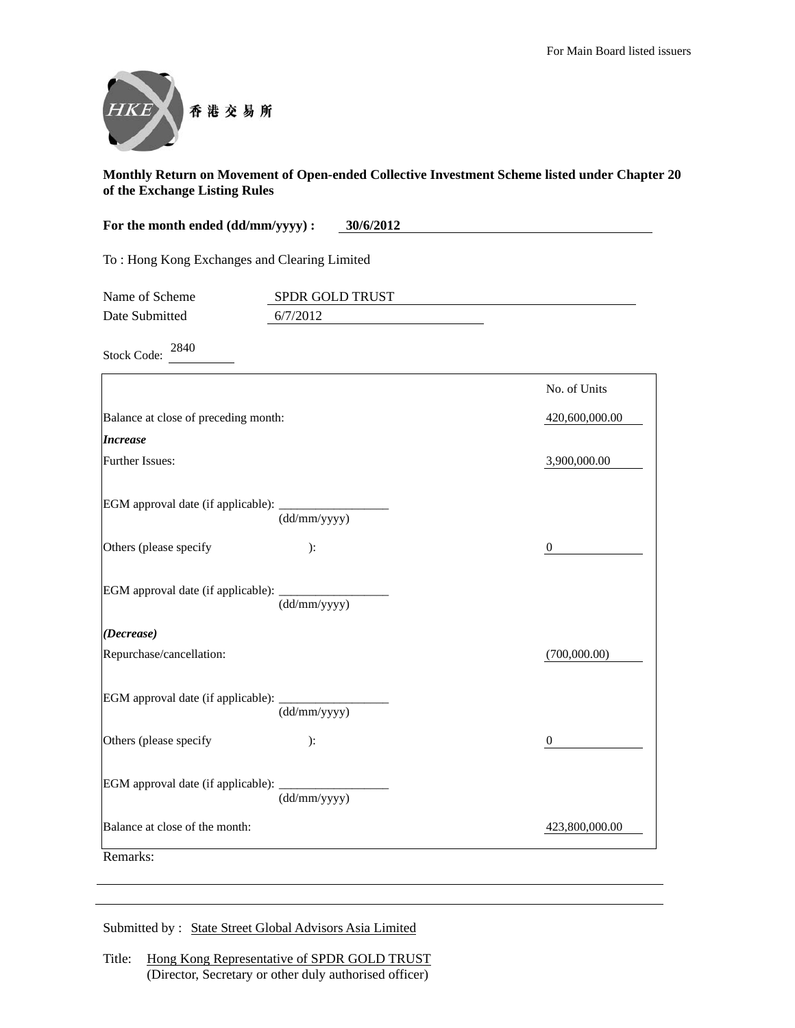For Main Board listed issuers

香港交易所

**Monthly Return on Movement of Open-ended Collective Investment Scheme listed under Chapter 20 of the Exchange Listing Rules**

**For the month ended (dd/mm/yyyy) : 30/6/2012**

To : Hong Kong Exchanges and Clearing Limited

Name of Scheme: SPDR GOLD TRUST

Date Submitted: 6/7/2012

Stock Code: 2840

| | No. of Units |
|---|---|
| Balance at close of preceding month: | 420,600,000.00 |
| ***Increase*** | |
| Further Issues: | 3,900,000.00 |
| EGM approval date (if applicable): ____________ (dd/mm/yyyy) | |
| Others (please specify ): | 0 |
| EGM approval date (if applicable): ____________ (dd/mm/yyyy) | |
| ***(Decrease)*** | |
| Repurchase/cancellation: | (700,000.00) |
| EGM approval date (if applicable): ____________ (dd/mm/yyyy) | |
| Others (please specify ): | 0 |
| EGM approval date (if applicable): ____________ (dd/mm/yyyy) | |
| Balance at close of the month: | 423,800,000.00 |

Remarks:

Submitted by : State Street Global Advisors Asia Limited

Title: Hong Kong Representative of SPDR GOLD TRUST
(Director, Secretary or other duly authorised officer)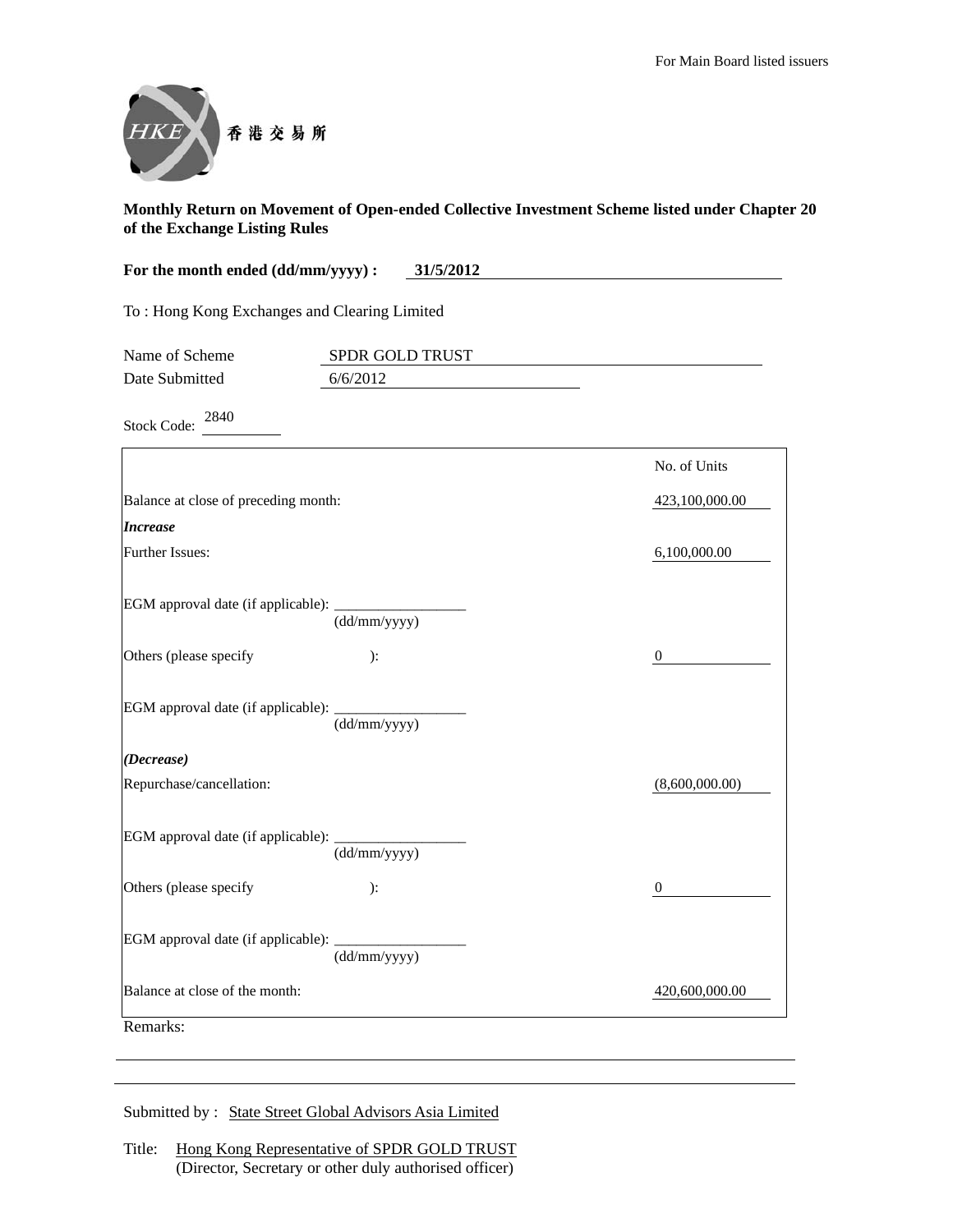For Main Board listed issuers

香港交易所

**Monthly Return on Movement of Open-ended Collective Investment Scheme listed under Chapter 20 of the Exchange Listing Rules**

**For the month ended (dd/mm/yyyy) : 31/5/2012**

To : Hong Kong Exchanges and Clearing Limited

Name of Scheme: SPDR GOLD TRUST

Date Submitted: 6/6/2012

Stock Code: 2840

| | No. of Units |
|---|---|
| Balance at close of preceding month: | 423,100,000.00 |
| ***Increase*** | |
| Further Issues: | 6,100,000.00 |
| EGM approval date (if applicable): ________ (dd/mm/yyyy) | |
| Others (please specify ): | 0 |
| EGM approval date (if applicable): ________ (dd/mm/yyyy) | |
| ***(Decrease)*** | |
| Repurchase/cancellation: | (8,600,000.00) |
| EGM approval date (if applicable): ________ (dd/mm/yyyy) | |
| Others (please specify ): | 0 |
| EGM approval date (if applicable): ________ (dd/mm/yyyy) | |
| Balance at close of the month: | 420,600,000.00 |

Remarks:

Submitted by : State Street Global Advisors Asia Limited

Title: Hong Kong Representative of SPDR GOLD TRUST
(Director, Secretary or other duly authorised officer)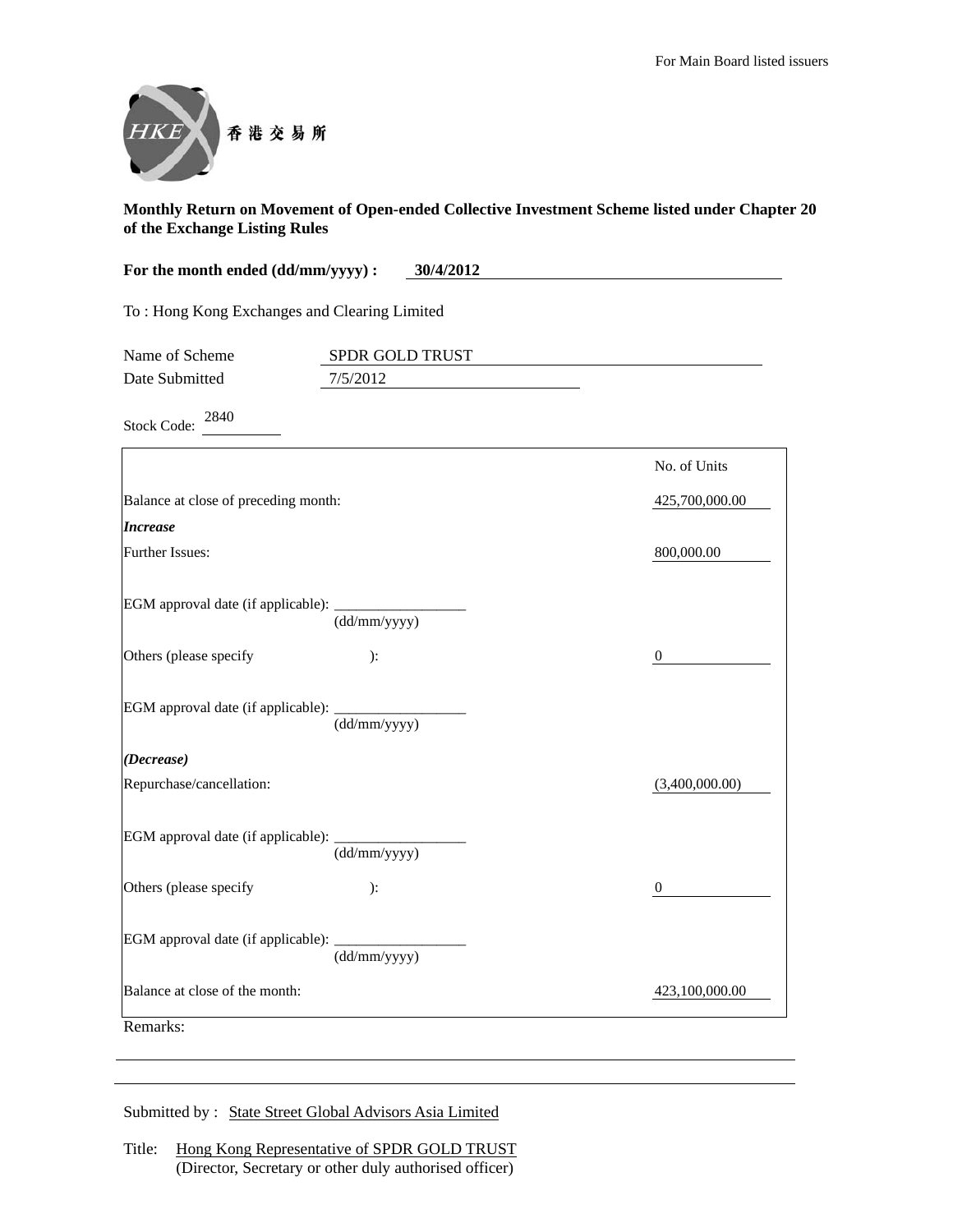For Main Board listed issuers

香港交易所

**Monthly Return on Movement of Open-ended Collective Investment Scheme listed under Chapter 20 of the Exchange Listing Rules**

**For the month ended (dd/mm/yyyy) : 30/4/2012**

To : Hong Kong Exchanges and Clearing Limited

Name of Scheme: SPDR GOLD TRUST

Date Submitted: 7/5/2012

Stock Code: 2840

| | No. of Units |
|---|---|
| Balance at close of preceding month: | 425,700,000.00 |
| ***Increase*** | |
| Further Issues: | 800,000.00 |
| EGM approval date (if applicable): ________ (dd/mm/yyyy) | |
| Others (please specify ): | 0 |
| EGM approval date (if applicable): ________ (dd/mm/yyyy) | |
| ***(Decrease)*** | |
| Repurchase/cancellation: | (3,400,000.00) |
| EGM approval date (if applicable): ________ (dd/mm/yyyy) | |
| Others (please specify ): | 0 |
| EGM approval date (if applicable): ________ (dd/mm/yyyy) | |
| Balance at close of the month: | 423,100,000.00 |

Remarks:

Submitted by : State Street Global Advisors Asia Limited

Title: Hong Kong Representative of SPDR GOLD TRUST
(Director, Secretary or other duly authorised officer)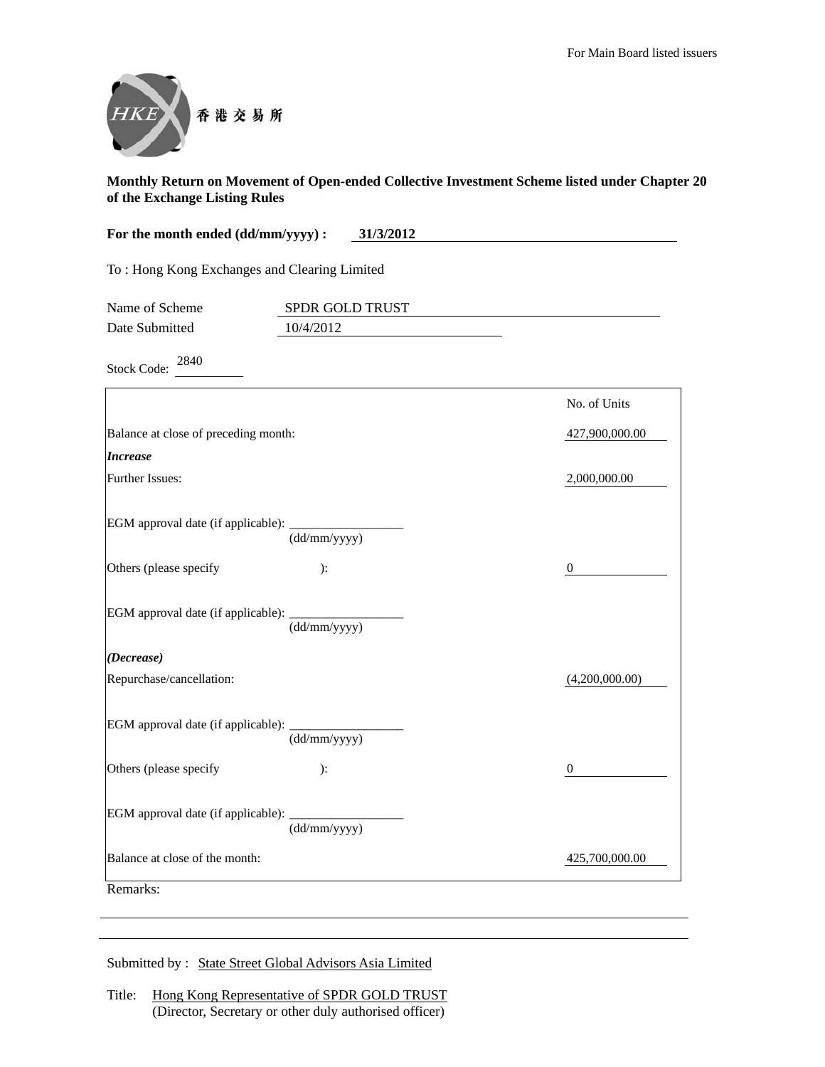For Main Board listed issuers

香港交易所

**Monthly Return on Movement of Open-ended Collective Investment Scheme listed under Chapter 20 of the Exchange Listing Rules**

**For the month ended (dd/mm/yyyy) : 31/3/2012**

To : Hong Kong Exchanges and Clearing Limited

Name of Scheme: SPDR GOLD TRUST

Date Submitted: 10/4/2012

Stock Code: 2840

| | No. of Units |
|---|---|
| Balance at close of preceding month: | 427,900,000.00 |
| ***Increase*** | |
| Further Issues: | 2,000,000.00 |
| EGM approval date (if applicable): ________ (dd/mm/yyyy) | |
| Others (please specify ): | 0 |
| EGM approval date (if applicable): ________ (dd/mm/yyyy) | |
| ***(Decrease)*** | |
| Repurchase/cancellation: | (4,200,000.00) |
| EGM approval date (if applicable): ________ (dd/mm/yyyy) | |
| Others (please specify ): | 0 |
| EGM approval date (if applicable): ________ (dd/mm/yyyy) | |
| Balance at close of the month: | 425,700,000.00 |

Remarks:

Submitted by : State Street Global Advisors Asia Limited

Title: Hong Kong Representative of SPDR GOLD TRUST
(Director, Secretary or other duly authorised officer)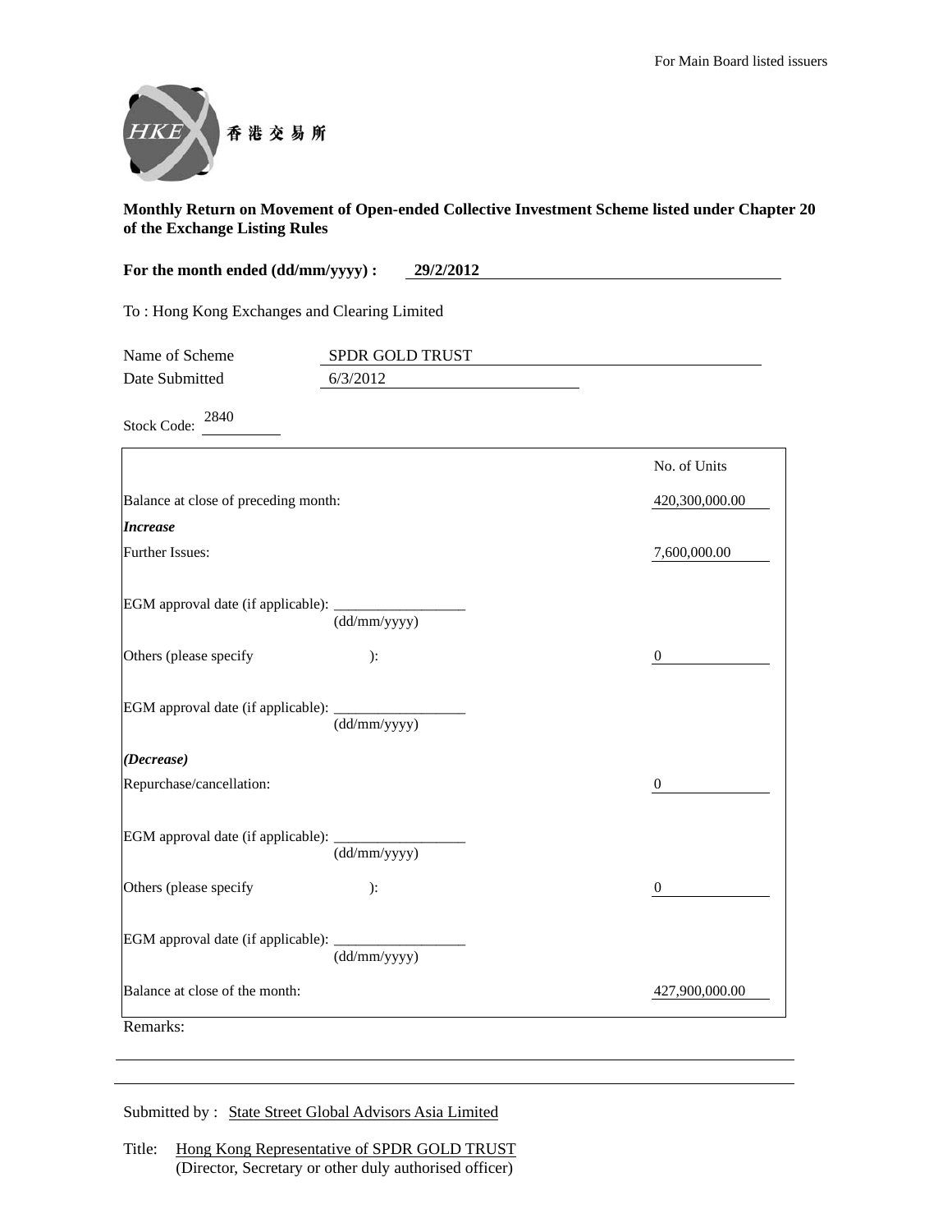For Main Board listed issuers

香港交易所

**Monthly Return on Movement of Open-ended Collective Investment Scheme listed under Chapter 20 of the Exchange Listing Rules**

**For the month ended (dd/mm/yyyy) : 29/2/2012**

To : Hong Kong Exchanges and Clearing Limited

Name of Scheme: SPDR GOLD TRUST

Date Submitted: 6/3/2012

Stock Code: 2840

| | No. of Units |
|---|---|
| Balance at close of preceding month: | 420,300,000.00 |
| ***Increase*** | |
| Further Issues: | 7,600,000.00 |
| EGM approval date (if applicable): ________ (dd/mm/yyyy) | |
| Others (please specify ): | 0 |
| EGM approval date (if applicable): ________ (dd/mm/yyyy) | |
| ***(Decrease)*** | |
| Repurchase/cancellation: | 0 |
| EGM approval date (if applicable): ________ (dd/mm/yyyy) | |
| Others (please specify ): | 0 |
| EGM approval date (if applicable): ________ (dd/mm/yyyy) | |
| Balance at close of the month: | 427,900,000.00 |

Remarks:

Submitted by : State Street Global Advisors Asia Limited

Title: Hong Kong Representative of SPDR GOLD TRUST
(Director, Secretary or other duly authorised officer)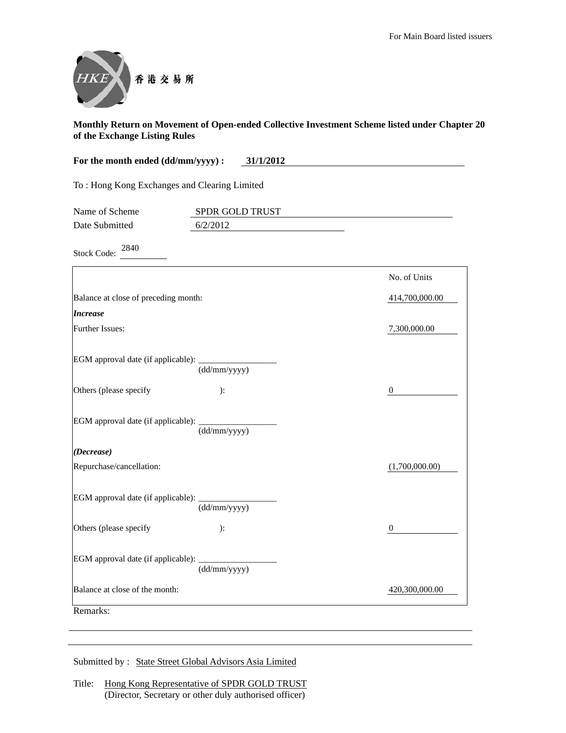For Main Board listed issuers

HKEX 香港交易所

**Monthly Return on Movement of Open-ended Collective Investment Scheme listed under Chapter 20 of the Exchange Listing Rules**

**For the month ended (dd/mm/yyyy) : 31/1/2012**

To : Hong Kong Exchanges and Clearing Limited

Name of Scheme: SPDR GOLD TRUST

Date Submitted: 6/2/2012

Stock Code: 2840

| | No. of Units |
|---|---|
| Balance at close of preceding month: | 414,700,000.00 |
| ***Increase*** | |
| Further Issues: | 7,300,000.00 |
| EGM approval date (if applicable): ____________ (dd/mm/yyyy) | |
| Others (please specify ): | 0 |
| EGM approval date (if applicable): ____________ (dd/mm/yyyy) | |
| ***(Decrease)*** | |
| Repurchase/cancellation: | (1,700,000.00) |
| EGM approval date (if applicable): ____________ (dd/mm/yyyy) | |
| Others (please specify ): | 0 |
| EGM approval date (if applicable): ____________ (dd/mm/yyyy) | |
| Balance at close of the month: | 420,300,000.00 |

Remarks:

Submitted by : State Street Global Advisors Asia Limited

Title: Hong Kong Representative of SPDR GOLD TRUST
(Director, Secretary or other duly authorised officer)